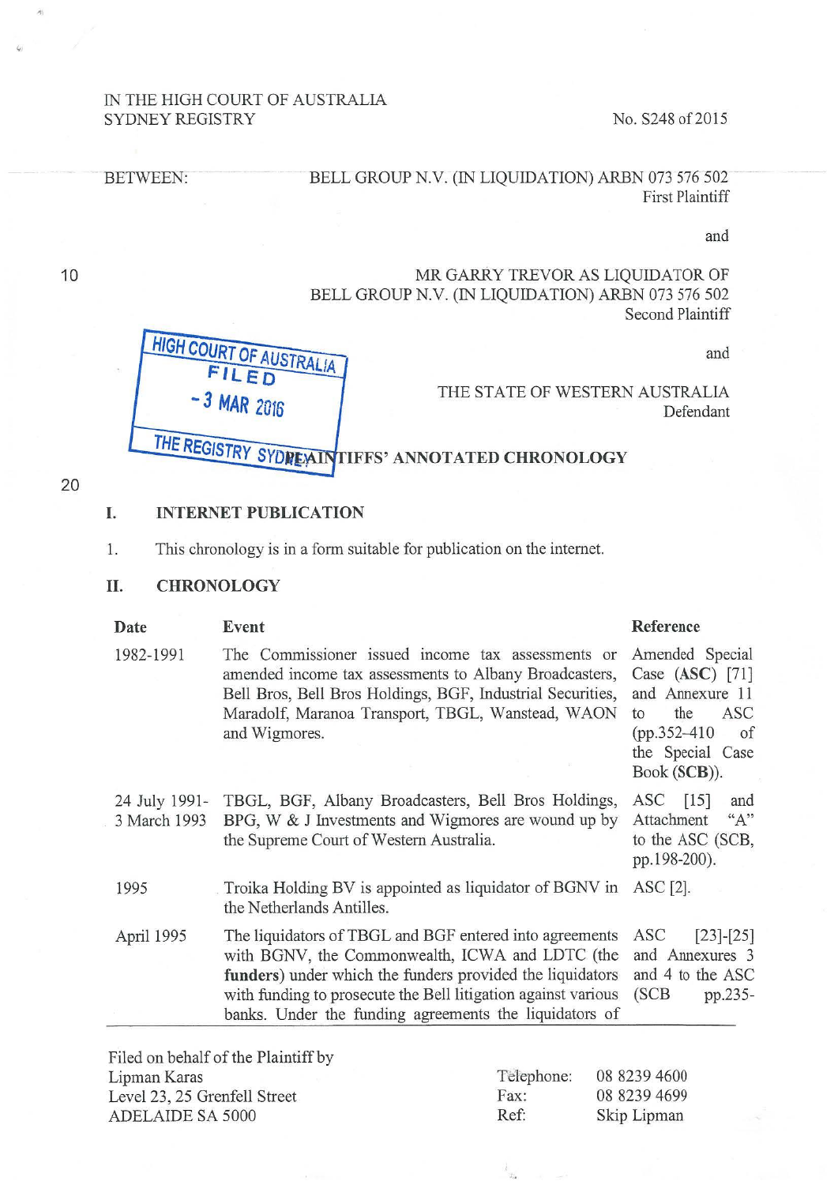IN THE HIGH COURT OF AUSTRALIA
SYDNEY REGISTRY

No. S248 of 2015

BETWEEN: BELL GROUP N.V. (IN LIQUIDATION) ARBN 073 576 502
First Plaintiff

and

MR GARRY TREVOR AS LIQUIDATOR OF
BELL GROUP N.V. (IN LIQUIDATION) ARBN 073 576 502
Second Plaintiff

and

THE STATE OF WESTERN AUSTRALIA
Defendant

HIGH COURT OF AUSTRALIA
FILED
- 3 MAR 2016
THE REGISTRY SYDNEY

## PLAINTIFFS' ANNOTATED CHRONOLOGY

## I. INTERNET PUBLICATION

1. This chronology is in a form suitable for publication on the internet.

## II. CHRONOLOGY

| Date | Event | Reference |
|---|---|---|
| 1982-1991 | The Commissioner issued income tax assessments or amended income tax assessments to Albany Broadcasters, Bell Bros, Bell Bros Holdings, BGF, Industrial Securities, Maradolf, Maranoa Transport, TBGL, Wanstead, WAON and Wigmores. | Amended Special Case (**ASC**) [71] and Annexure 11 to the ASC (pp.352-410 of the Special Case Book (**SCB**)). |
| 24 July 1991-3 March 1993 | TBGL, BGF, Albany Broadcasters, Bell Bros Holdings, BPG, W & J Investments and Wigmores are wound up by the Supreme Court of Western Australia. | ASC [15] and Attachment "A" to the ASC (SCB, pp.198-200). |
| 1995 | Troika Holding BV is appointed as liquidator of BGNV in the Netherlands Antilles. | ASC [2]. |
| April 1995 | The liquidators of TBGL and BGF entered into agreements with BGNV, the Commonwealth, ICWA and LDTC (the **funders**) under which the funders provided the liquidators with funding to prosecute the Bell litigation against various banks. Under the funding agreements the liquidators of | ASC [23]-[25] and Annexures 3 and 4 to the ASC (SCB pp.235- |

Filed on behalf of the Plaintiff by
Lipman Karas
Level 23, 25 Grenfell Street
ADELAIDE SA 5000

Telephone: 08 8239 4600
Fax: 08 8239 4699
Ref: Skip Lipman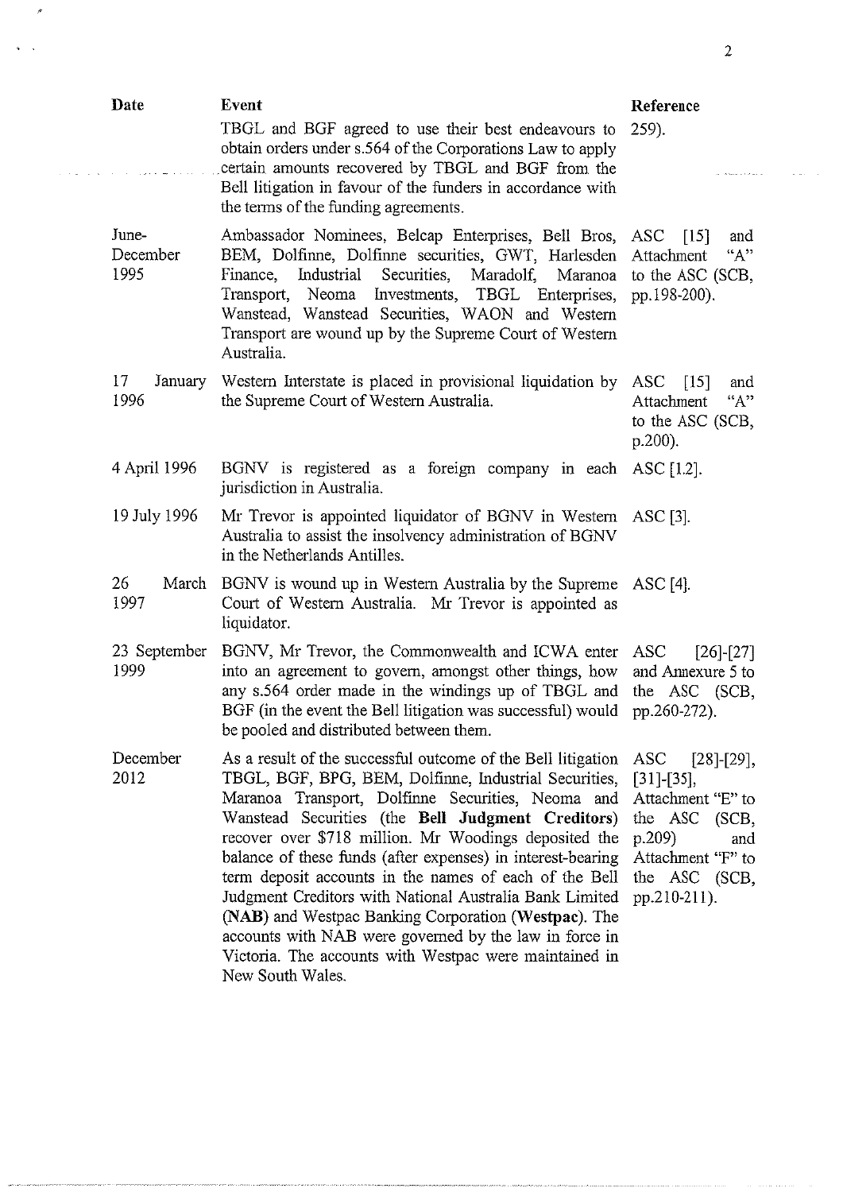| Date | Event | Reference |
|---|---|---|
| | TBGL and BGF agreed to use their best endeavours to obtain orders under s.564 of the Corporations Law to apply certain amounts recovered by TBGL and BGF from the Bell litigation in favour of the funders in accordance with the terms of the funding agreements. | 259). |
| June-December 1995 | Ambassador Nominees, Belcap Enterprises, Bell Bros, BEM, Dolfinne, Dolfinne securities, GWT, Harlesden Finance, Industrial Securities, Maradolf, Maranoa Transport, Neoma Investments, TBGL Enterprises, Wanstead, Wanstead Securities, WAON and Western Transport are wound up by the Supreme Court of Western Australia. | ASC [15] and Attachment "A" to the ASC (SCB, pp.198-200). |
| 17 January 1996 | Western Interstate is placed in provisional liquidation by the Supreme Court of Western Australia. | ASC [15] and Attachment "A" to the ASC (SCB, p.200). |
| 4 April 1996 | BGNV is registered as a foreign company in each jurisdiction in Australia. | ASC [1.2]. |
| 19 July 1996 | Mr Trevor is appointed liquidator of BGNV in Western Australia to assist the insolvency administration of BGNV in the Netherlands Antilles. | ASC [3]. |
| 26 March 1997 | BGNV is wound up in Western Australia by the Supreme Court of Western Australia. Mr Trevor is appointed as liquidator. | ASC [4]. |
| 23 September 1999 | BGNV, Mr Trevor, the Commonwealth and ICWA enter into an agreement to govern, amongst other things, how any s.564 order made in the windings up of TBGL and BGF (in the event the Bell litigation was successful) would be pooled and distributed between them. | ASC [26]-[27] and Annexure 5 to the ASC (SCB, pp.260-272). |
| December 2012 | As a result of the successful outcome of the Bell litigation TBGL, BGF, BPG, BEM, Dolfinne, Industrial Securities, Maranoa Transport, Dolfinne Securities, Neoma and Wanstead Securities (the **Bell Judgment Creditors**) recover over $718 million. Mr Woodings deposited the balance of these funds (after expenses) in interest-bearing term deposit accounts in the names of each of the Bell Judgment Creditors with National Australia Bank Limited (**NAB**) and Westpac Banking Corporation (**Westpac**). The accounts with NAB were governed by the law in force in Victoria. The accounts with Westpac were maintained in New South Wales. | ASC [28]-[29], [31]-[35], Attachment "E" to the ASC (SCB, p.209) and Attachment "F" to the ASC (SCB, pp.210-211). |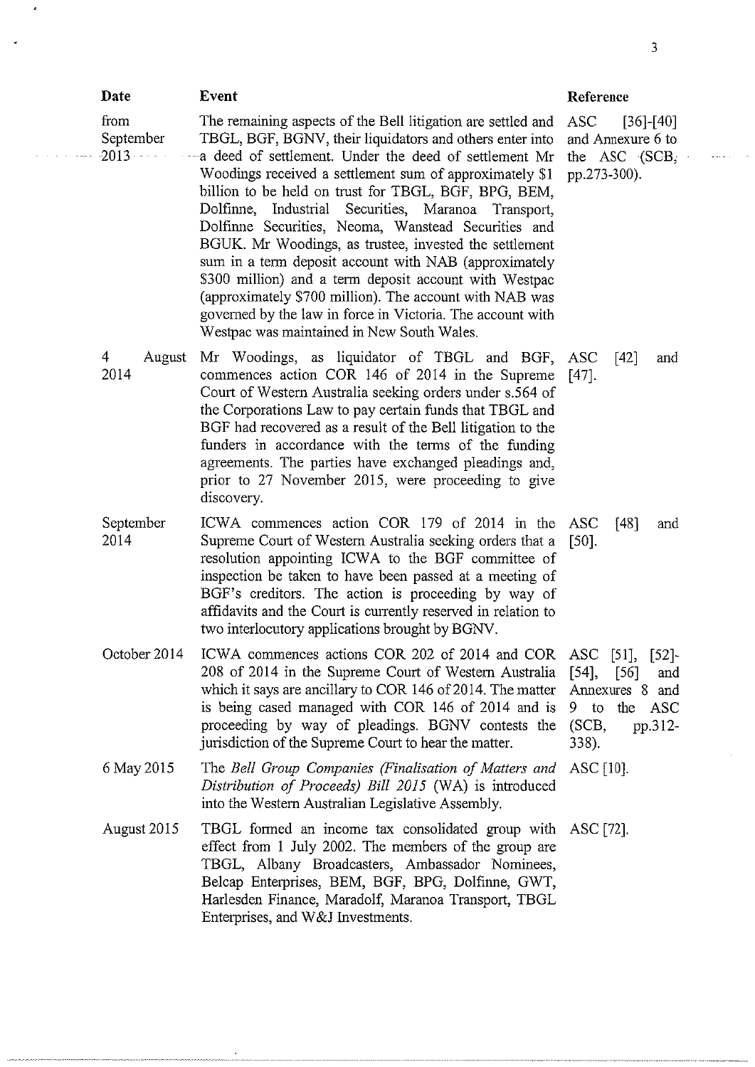| Date | Event | Reference |
|---|---|---|
| from September 2013 | The remaining aspects of the Bell litigation are settled and TBGL, BGF, BGNV, their liquidators and others enter into a deed of settlement. Under the deed of settlement Mr Woodings received a settlement sum of approximately $1 billion to be held on trust for TBGL, BGF, BPG, BEM, Dolfinne, Industrial Securities, Maranoa Transport, Dolfinne Securities, Neoma, Wanstead Securities and BGUK. Mr Woodings, as trustee, invested the settlement sum in a term deposit account with NAB (approximately $300 million) and a term deposit account with Westpac (approximately $700 million). The account with NAB was governed by the law in force in Victoria. The account with Westpac was maintained in New South Wales. | ASC [36]-[40] and Annexure 6 to the ASC (SCB, pp.273-300). |
| 4 August 2014 | Mr Woodings, as liquidator of TBGL and BGF, commences action COR 146 of 2014 in the Supreme Court of Western Australia seeking orders under s.564 of the Corporations Law to pay certain funds that TBGL and BGF had recovered as a result of the Bell litigation to the funders in accordance with the terms of the funding agreements. The parties have exchanged pleadings and, prior to 27 November 2015, were proceeding to give discovery. | ASC [42] and [47]. |
| September 2014 | ICWA commences action COR 179 of 2014 in the Supreme Court of Western Australia seeking orders that a resolution appointing ICWA to the BGF committee of inspection be taken to have been passed at a meeting of BGF's creditors. The action is proceeding by way of affidavits and the Court is currently reserved in relation to two interlocutory applications brought by BGNV. | ASC [48] and [50]. |
| October 2014 | ICWA commences actions COR 202 of 2014 and COR 208 of 2014 in the Supreme Court of Western Australia which it says are ancillary to COR 146 of 2014. The matter is being cased managed with COR 146 of 2014 and is proceeding by way of pleadings. BGNV contests the jurisdiction of the Supreme Court to hear the matter. | ASC [51], [52]-[54], [56] and Annexures 8 and 9 to the ASC (SCB, pp.312-338). |
| 6 May 2015 | The *Bell Group Companies (Finalisation of Matters and Distribution of Proceeds) Bill 2015* (WA) is introduced into the Western Australian Legislative Assembly. | ASC [10]. |
| August 2015 | TBGL formed an income tax consolidated group with effect from 1 July 2002. The members of the group are TBGL, Albany Broadcasters, Ambassador Nominees, Belcap Enterprises, BEM, BGF, BPG, Dolfinne, GWT, Harlesden Finance, Maradolf, Maranoa Transport, TBGL Enterprises, and W&J Investments. | ASC [72]. |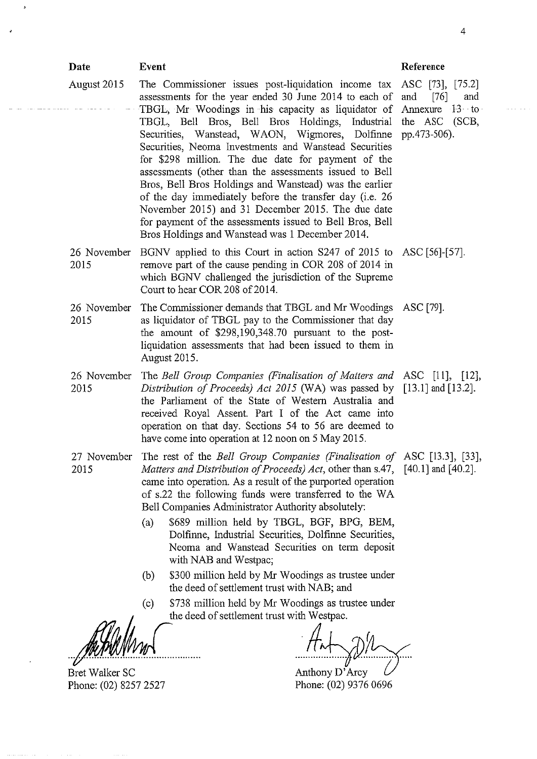| Date | Event | Reference |
| --- | --- | --- |
| August 2015 | The Commissioner issues post-liquidation income tax assessments for the year ended 30 June 2014 to each of TBGL, Mr Woodings in his capacity as liquidator of TBGL, Bell Bros, Bell Bros Holdings, Industrial Securities, Wanstead, WAON, Wigmores, Dolfinne Securities, Neoma Investments and Wanstead Securities for $298 million. The due date for payment of the assessments (other than the assessments issued to Bell Bros, Bell Bros Holdings and Wanstead) was the earlier of the day immediately before the transfer day (i.e. 26 November 2015) and 31 December 2015. The due date for payment of the assessments issued to Bell Bros, Bell Bros Holdings and Wanstead was 1 December 2014. | ASC [73], [75.2] and [76] and Annexure 13 to the ASC (SCB, pp.473-506). |
| 26 November 2015 | BGNV applied to this Court in action S247 of 2015 to remove part of the cause pending in COR 208 of 2014 in which BGNV challenged the jurisdiction of the Supreme Court to hear COR 208 of 2014. | ASC [56]-[57]. |
| 26 November 2015 | The Commissioner demands that TBGL and Mr Woodings as liquidator of TBGL pay to the Commissioner that day the amount of $298,190,348.70 pursuant to the post-liquidation assessments that had been issued to them in August 2015. | ASC [79]. |
| 26 November 2015 | The *Bell Group Companies (Finalisation of Matters and Distribution of Proceeds) Act 2015* (WA) was passed by the Parliament of the State of Western Australia and received Royal Assent. Part I of the Act came into operation on that day. Sections 54 to 56 are deemed to have come into operation at 12 noon on 5 May 2015. | ASC [11], [12], [13.1] and [13.2]. |
| 27 November 2015 | The rest of the *Bell Group Companies (Finalisation of Matters and Distribution of Proceeds) Act*, other than s.47, came into operation. As a result of the purported operation of s.22 the following funds were transferred to the WA Bell Companies Administrator Authority absolutely:<br>(a) $689 million held by TBGL, BGF, BPG, BEM, Dolfinne, Industrial Securities, Dolfinne Securities, Neoma and Wanstead Securities on term deposit with NAB and Westpac;<br>(b) $300 million held by Mr Woodings as trustee under the deed of settlement trust with NAB; and<br>(c) $738 million held by Mr Woodings as trustee under the deed of settlement trust with Westpac. | ASC [13.3], [33], [40.1] and [40.2]. |

Bret Walker SC
Phone: (02) 8257 2527

Anthony D'Arcy
Phone: (02) 9376 0696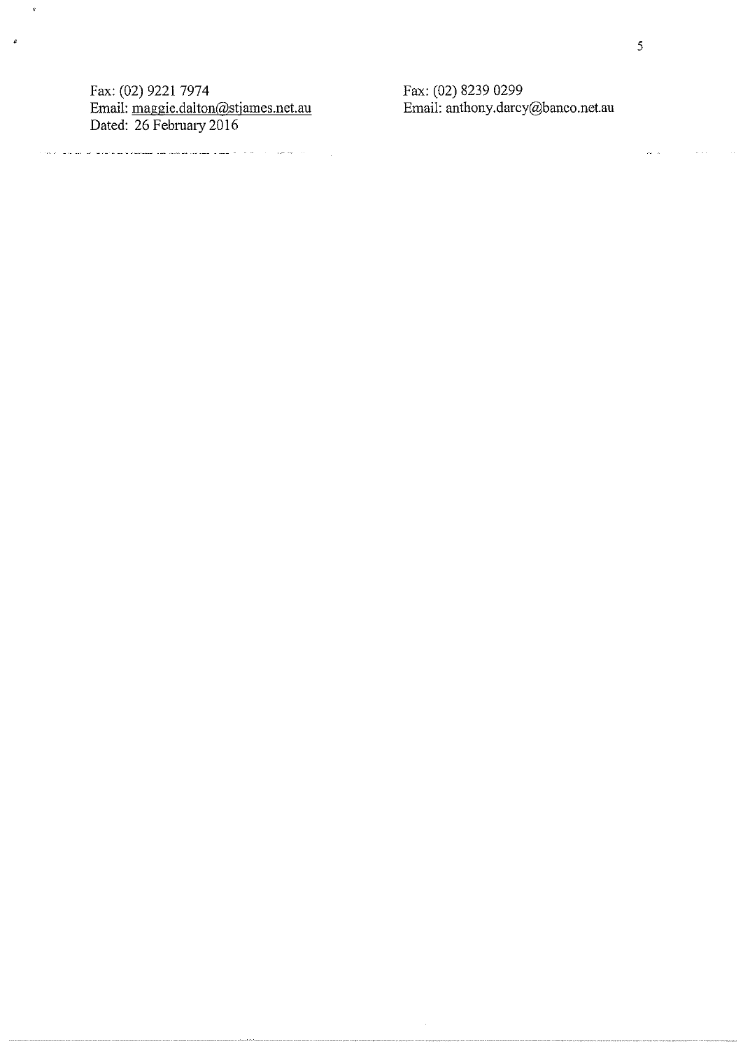Fax: (02) 9221 7974
Email: maggie.dalton@stjames.net.au
Dated: 26 February 2016

Fax: (02) 8239 0299
Email: anthony.darcy@banco.net.au